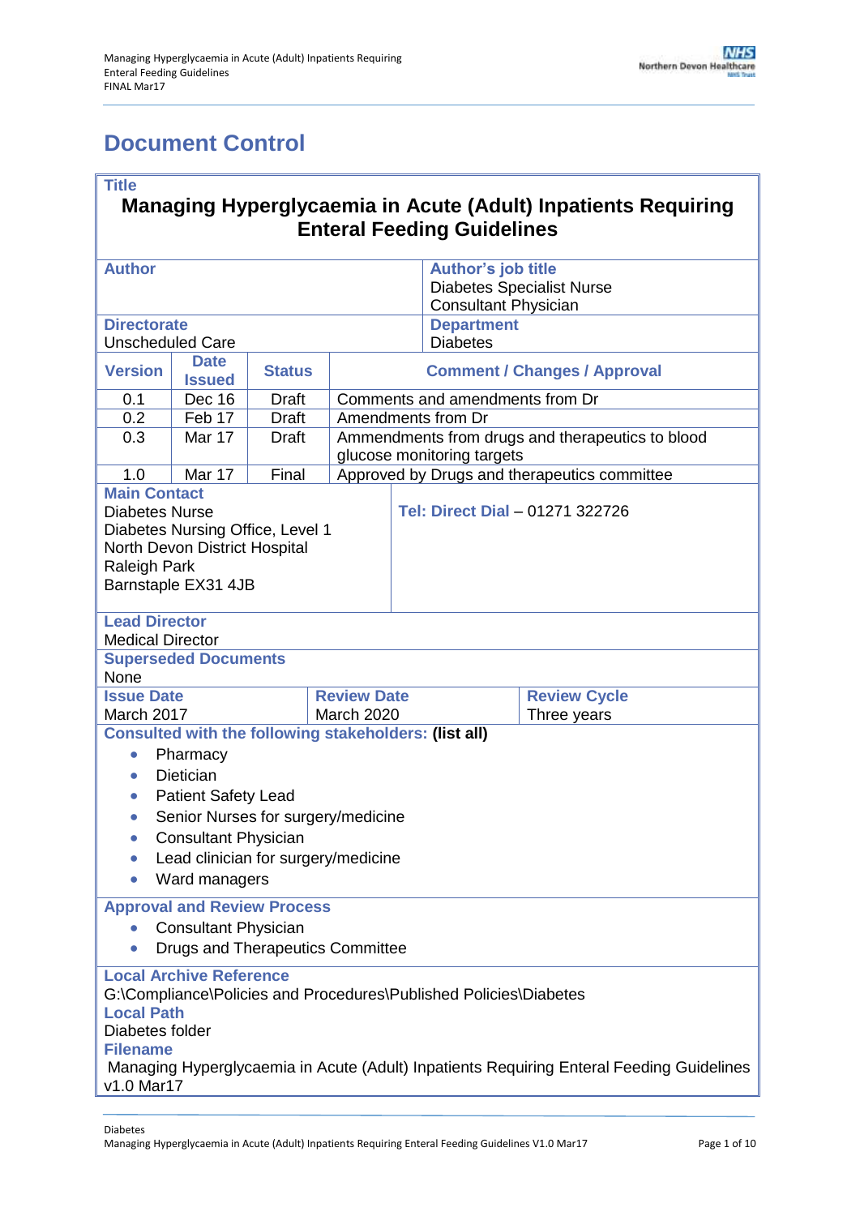# Document Control

| **Title** | | | | | |
|---|---|---|---|---|---|
| **Managing Hyperglycaemia in Acute (Adult) Inpatients Requiring Enteral Feeding Guidelines** | | | | | |
| **Author** | | | | **Author's job title**<br>Diabetes Specialist Nurse<br>Consultant Physician | |
| **Directorate**<br>Unscheduled Care | | | | **Department**<br>Diabetes | |
| **Version** | **Date Issued** | **Status** | **Comment / Changes / Approval** | | |
| 0.1 | Dec 16 | Draft | Comments and amendments from Dr | | |
| 0.2 | Feb 17 | Draft | Amendments from Dr | | |
| 0.3 | Mar 17 | Draft | Ammendments from drugs and therapeutics to blood glucose monitoring targets | | |
| 1.0 | Mar 17 | Final | Approved by Drugs and therapeutics committee | | |
| **Main Contact**<br>Diabetes Nurse<br>Diabetes Nursing Office, Level 1<br>North Devon District Hospital<br>Raleigh Park<br>Barnstaple EX31 4JB | | | | **Tel: Direct Dial** – 01271 322726 | |
| **Lead Director**<br>Medical Director | | | | | |
| **Superseded Documents**<br>None | | | | | |
| **Issue Date**<br>March 2017 | | | **Review Date**<br>March 2020 | | **Review Cycle**<br>Three years |

**Consulted with the following stakeholders: (list all)**

- Pharmacy
- Dietician
- Patient Safety Lead
- Senior Nurses for surgery/medicine
- Consultant Physician
- Lead clinician for surgery/medicine
- Ward managers

**Approval and Review Process**

- Consultant Physician
- Drugs and Therapeutics Committee

**Local Archive Reference**
G:\Compliance\Policies and Procedures\Published Policies\Diabetes

**Local Path**
Diabetes folder

**Filename**
Managing Hyperglycaemia in Acute (Adult) Inpatients Requiring Enteral Feeding Guidelines v1.0 Mar17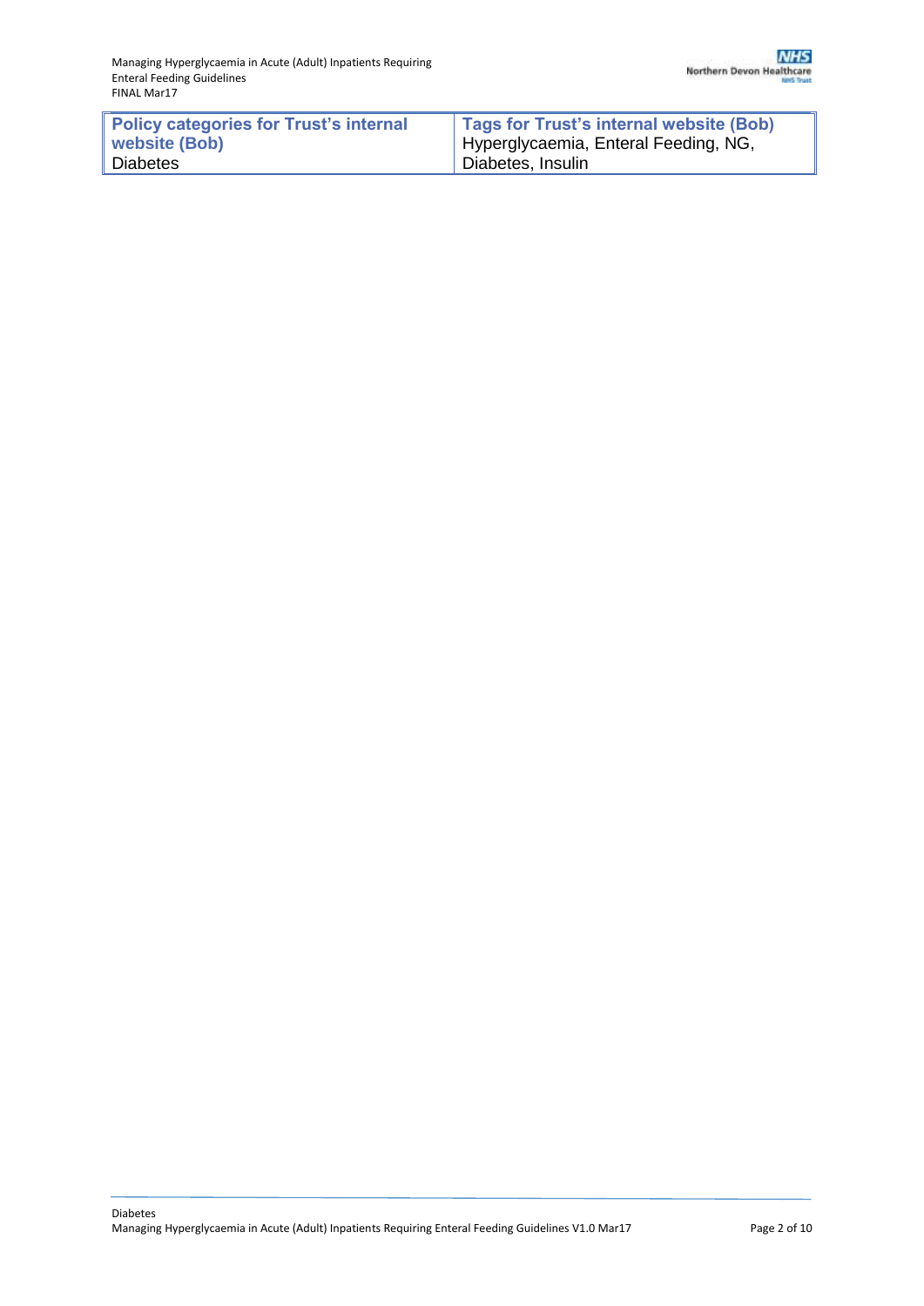| Policy categories for Trust's internal website (Bob) | Tags for Trust's internal website (Bob) |
|---|---|
| Diabetes | Hyperglycaemia, Enteral Feeding, NG, Diabetes, Insulin |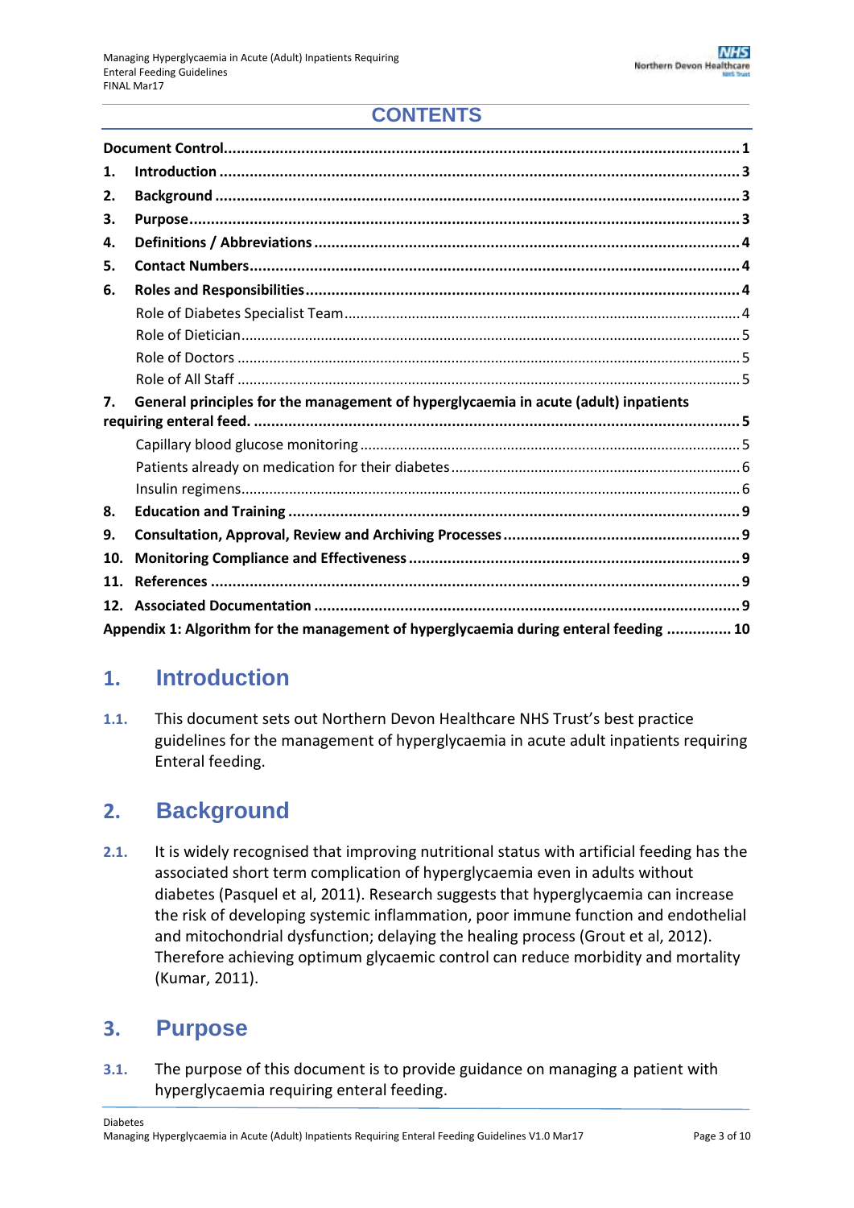## CONTENTS

| | |
|---|---|
| **Document Control** | **1** |
| **1. Introduction** | **3** |
| **2. Background** | **3** |
| **3. Purpose** | **3** |
| **4. Definitions / Abbreviations** | **4** |
| **5. Contact Numbers** | **4** |
| **6. Roles and Responsibilities** | **4** |
| Role of Diabetes Specialist Team | 4 |
| Role of Dietician | 5 |
| Role of Doctors | 5 |
| Role of All Staff | 5 |
| **7. General principles for the management of hyperglycaemia in acute (adult) inpatients requiring enteral feed.** | **5** |
| Capillary blood glucose monitoring | 5 |
| Patients already on medication for their diabetes | 6 |
| Insulin regimens | 6 |
| **8. Education and Training** | **9** |
| **9. Consultation, Approval, Review and Archiving Processes** | **9** |
| **10. Monitoring Compliance and Effectiveness** | **9** |
| **11. References** | **9** |
| **12. Associated Documentation** | **9** |
| **Appendix 1: Algorithm for the management of hyperglycaemia during enteral feeding** | **10** |

# 1. Introduction

**1.1.** This document sets out Northern Devon Healthcare NHS Trust's best practice guidelines for the management of hyperglycaemia in acute adult inpatients requiring Enteral feeding.

# 2. Background

**2.1.** It is widely recognised that improving nutritional status with artificial feeding has the associated short term complication of hyperglycaemia even in adults without diabetes (Pasquel et al, 2011). Research suggests that hyperglycaemia can increase the risk of developing systemic inflammation, poor immune function and endothelial and mitochondrial dysfunction; delaying the healing process (Grout et al, 2012). Therefore achieving optimum glycaemic control can reduce morbidity and mortality (Kumar, 2011).

# 3. Purpose

**3.1.** The purpose of this document is to provide guidance on managing a patient with hyperglycaemia requiring enteral feeding.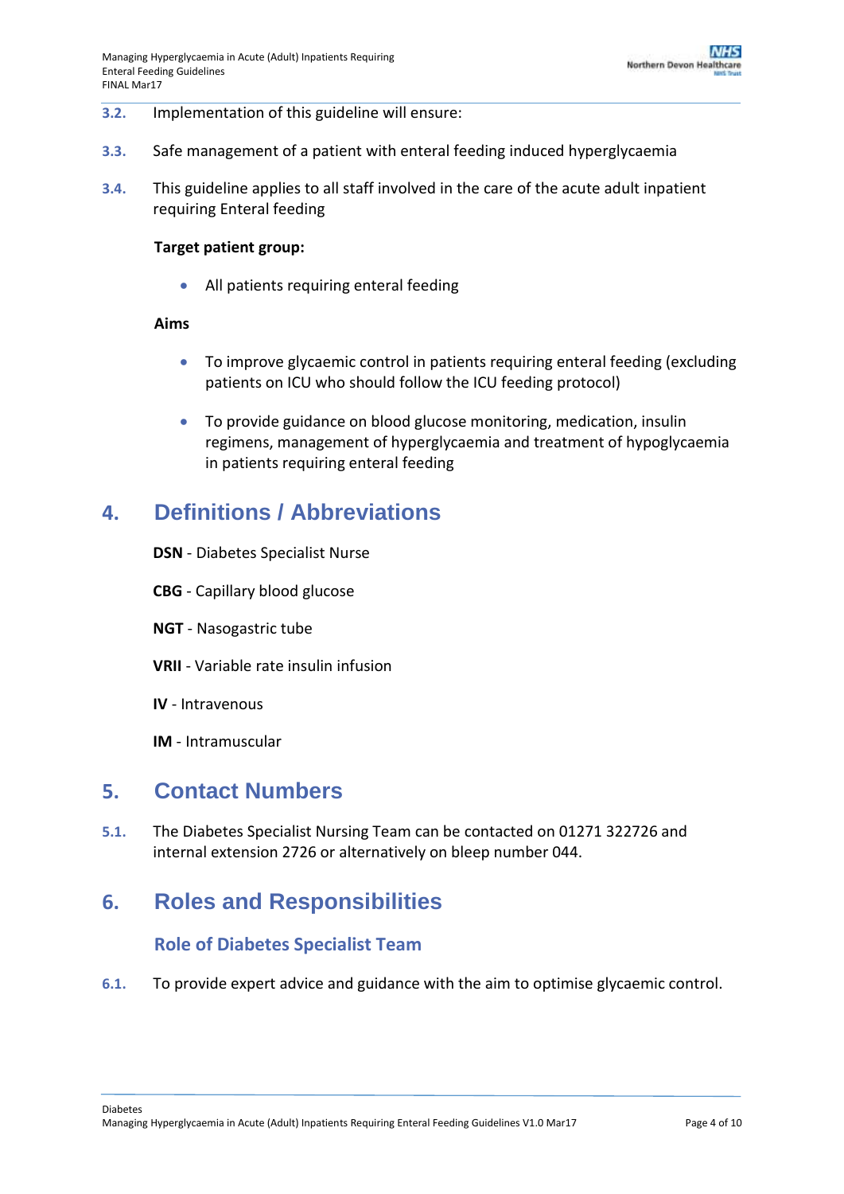**3.2.** Implementation of this guideline will ensure:

**3.3.** Safe management of a patient with enteral feeding induced hyperglycaemia

**3.4.** This guideline applies to all staff involved in the care of the acute adult inpatient requiring Enteral feeding

**Target patient group:**

- All patients requiring enteral feeding

**Aims**

- To improve glycaemic control in patients requiring enteral feeding (excluding patients on ICU who should follow the ICU feeding protocol)
- To provide guidance on blood glucose monitoring, medication, insulin regimens, management of hyperglycaemia and treatment of hypoglycaemia in patients requiring enteral feeding

# 4. Definitions / Abbreviations

**DSN** - Diabetes Specialist Nurse

**CBG** - Capillary blood glucose

**NGT** - Nasogastric tube

**VRII** - Variable rate insulin infusion

**IV** - Intravenous

**IM** - Intramuscular

# 5. Contact Numbers

**5.1.** The Diabetes Specialist Nursing Team can be contacted on 01271 322726 and internal extension 2726 or alternatively on bleep number 044.

# 6. Roles and Responsibilities

## Role of Diabetes Specialist Team

**6.1.** To provide expert advice and guidance with the aim to optimise glycaemic control.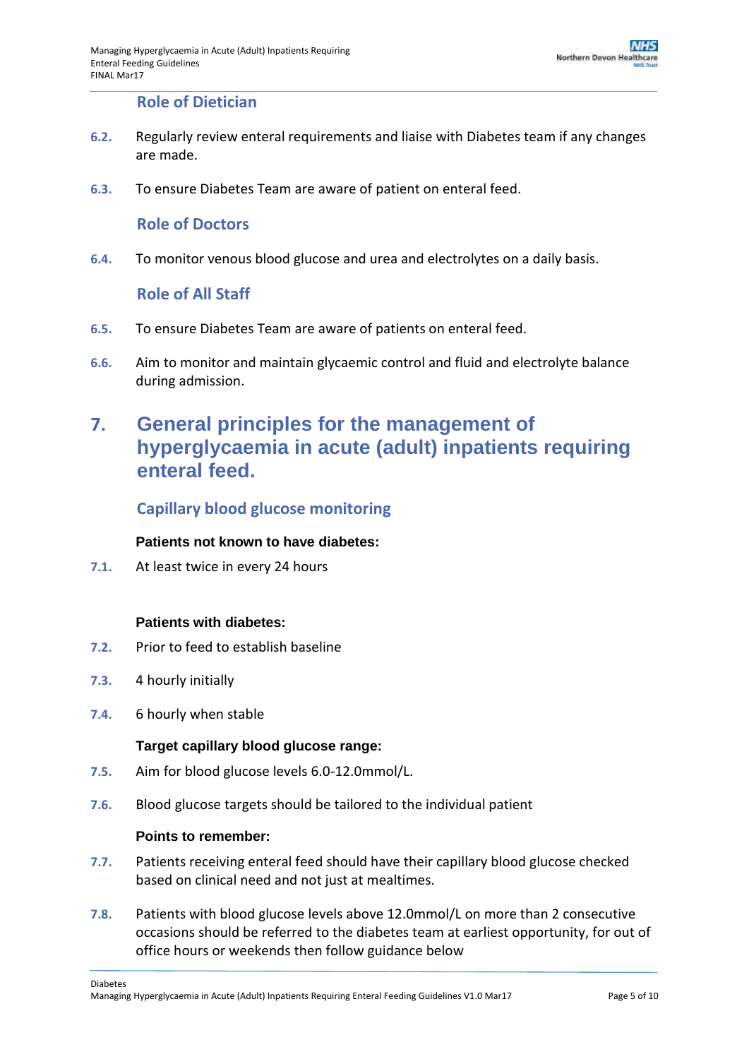### Role of Dietician

6.2. Regularly review enteral requirements and liaise with Diabetes team if any changes are made.

6.3. To ensure Diabetes Team are aware of patient on enteral feed.

### Role of Doctors

6.4. To monitor venous blood glucose and urea and electrolytes on a daily basis.

### Role of All Staff

6.5. To ensure Diabetes Team are aware of patients on enteral feed.

6.6. Aim to monitor and maintain glycaemic control and fluid and electrolyte balance during admission.

## 7. General principles for the management of hyperglycaemia in acute (adult) inpatients requiring enteral feed.

### Capillary blood glucose monitoring

**Patients not known to have diabetes:**

7.1. At least twice in every 24 hours

**Patients with diabetes:**

7.2. Prior to feed to establish baseline

7.3. 4 hourly initially

7.4. 6 hourly when stable

**Target capillary blood glucose range:**

7.5. Aim for blood glucose levels 6.0-12.0mmol/L.

7.6. Blood glucose targets should be tailored to the individual patient

**Points to remember:**

7.7. Patients receiving enteral feed should have their capillary blood glucose checked based on clinical need and not just at mealtimes.

7.8. Patients with blood glucose levels above 12.0mmol/L on more than 2 consecutive occasions should be referred to the diabetes team at earliest opportunity, for out of office hours or weekends then follow guidance below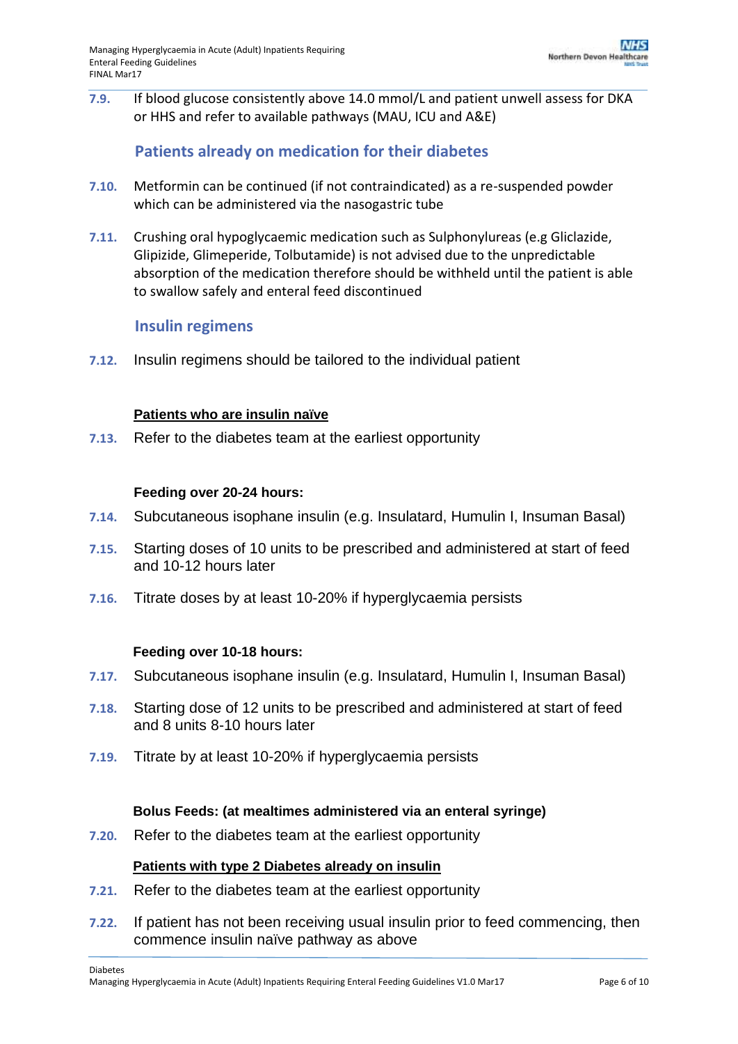7.9. If blood glucose consistently above 14.0 mmol/L and patient unwell assess for DKA or HHS and refer to available pathways (MAU, ICU and A&E)

## Patients already on medication for their diabetes

7.10. Metformin can be continued (if not contraindicated) as a re-suspended powder which can be administered via the nasogastric tube

7.11. Crushing oral hypoglycaemic medication such as Sulphonylureas (e.g Gliclazide, Glipizide, Glimeperide, Tolbutamide) is not advised due to the unpredictable absorption of the medication therefore should be withheld until the patient is able to swallow safely and enteral feed discontinued

## Insulin regimens

7.12. Insulin regimens should be tailored to the individual patient

**<u>Patients who are insulin naïve</u>**

7.13. Refer to the diabetes team at the earliest opportunity

**Feeding over 20-24 hours:**

7.14. Subcutaneous isophane insulin (e.g. Insulatard, Humulin I, Insuman Basal)

7.15. Starting doses of 10 units to be prescribed and administered at start of feed and 10-12 hours later

7.16. Titrate doses by at least 10-20% if hyperglycaemia persists

**Feeding over 10-18 hours:**

7.17. Subcutaneous isophane insulin (e.g. Insulatard, Humulin I, Insuman Basal)

7.18. Starting dose of 12 units to be prescribed and administered at start of feed and 8 units 8-10 hours later

7.19. Titrate by at least 10-20% if hyperglycaemia persists

**Bolus Feeds: (at mealtimes administered via an enteral syringe)**

7.20. Refer to the diabetes team at the earliest opportunity

**<u>Patients with type 2 Diabetes already on insulin</u>**

7.21. Refer to the diabetes team at the earliest opportunity

7.22. If patient has not been receiving usual insulin prior to feed commencing, then commence insulin naïve pathway as above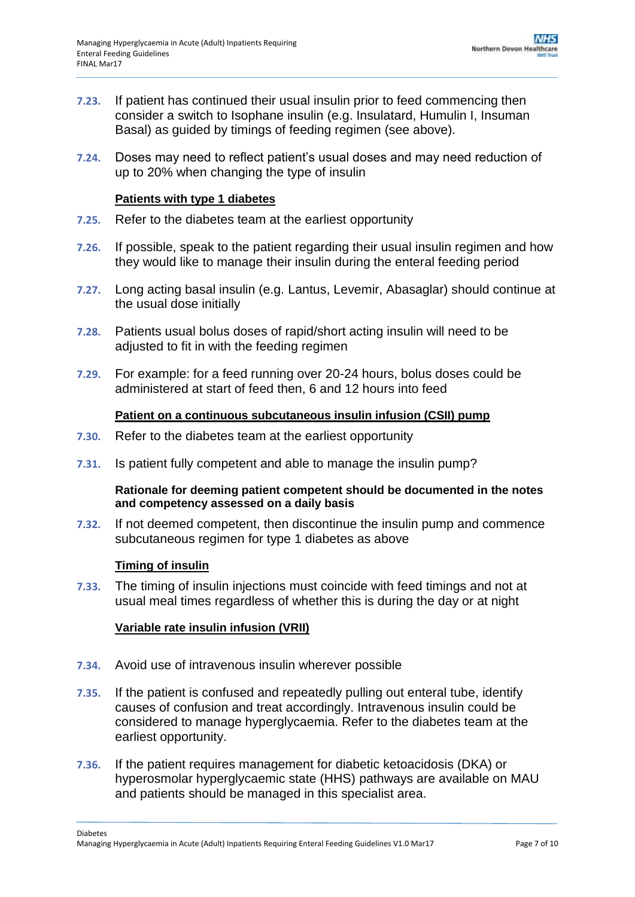**7.23.** If patient has continued their usual insulin prior to feed commencing then consider a switch to Isophane insulin (e.g. Insulatard, Humulin I, Insuman Basal) as guided by timings of feeding regimen (see above).

**7.24.** Doses may need to reflect patient's usual doses and may need reduction of up to 20% when changing the type of insulin

**Patients with type 1 diabetes**

**7.25.** Refer to the diabetes team at the earliest opportunity

**7.26.** If possible, speak to the patient regarding their usual insulin regimen and how they would like to manage their insulin during the enteral feeding period

**7.27.** Long acting basal insulin (e.g. Lantus, Levemir, Abasaglar) should continue at the usual dose initially

**7.28.** Patients usual bolus doses of rapid/short acting insulin will need to be adjusted to fit in with the feeding regimen

**7.29.** For example: for a feed running over 20-24 hours, bolus doses could be administered at start of feed then, 6 and 12 hours into feed

**Patient on a continuous subcutaneous insulin infusion (CSII) pump**

**7.30.** Refer to the diabetes team at the earliest opportunity

**7.31.** Is patient fully competent and able to manage the insulin pump?

**Rationale for deeming patient competent should be documented in the notes and competency assessed on a daily basis**

**7.32.** If not deemed competent, then discontinue the insulin pump and commence subcutaneous regimen for type 1 diabetes as above

**Timing of insulin**

**7.33.** The timing of insulin injections must coincide with feed timings and not at usual meal times regardless of whether this is during the day or at night

**Variable rate insulin infusion (VRII)**

**7.34.** Avoid use of intravenous insulin wherever possible

**7.35.** If the patient is confused and repeatedly pulling out enteral tube, identify causes of confusion and treat accordingly. Intravenous insulin could be considered to manage hyperglycaemia. Refer to the diabetes team at the earliest opportunity.

**7.36.** If the patient requires management for diabetic ketoacidosis (DKA) or hyperosmolar hyperglycaemic state (HHS) pathways are available on MAU and patients should be managed in this specialist area.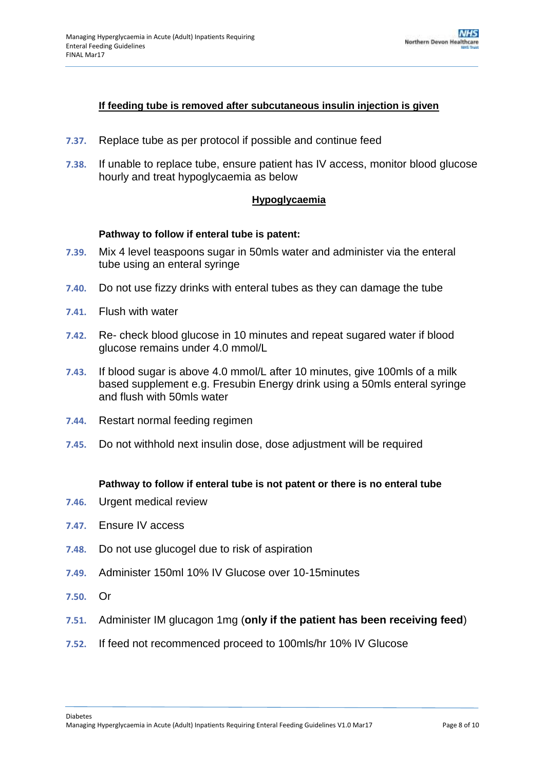**<u>If feeding tube is removed after subcutaneous insulin injection is given</u>**

**7.37.** Replace tube as per protocol if possible and continue feed

**7.38.** If unable to replace tube, ensure patient has IV access, monitor blood glucose hourly and treat hypoglycaemia as below

**<u>Hypoglycaemia</u>**

**Pathway to follow if enteral tube is patent:**

**7.39.** Mix 4 level teaspoons sugar in 50mls water and administer via the enteral tube using an enteral syringe

**7.40.** Do not use fizzy drinks with enteral tubes as they can damage the tube

**7.41.** Flush with water

**7.42.** Re- check blood glucose in 10 minutes and repeat sugared water if blood glucose remains under 4.0 mmol/L

**7.43.** If blood sugar is above 4.0 mmol/L after 10 minutes, give 100mls of a milk based supplement e.g. Fresubin Energy drink using a 50mls enteral syringe and flush with 50mls water

**7.44.** Restart normal feeding regimen

**7.45.** Do not withhold next insulin dose, dose adjustment will be required

**Pathway to follow if enteral tube is not patent or there is no enteral tube**

**7.46.** Urgent medical review

**7.47.** Ensure IV access

**7.48.** Do not use glucogel due to risk of aspiration

**7.49.** Administer 150ml 10% IV Glucose over 10-15minutes

**7.50.** Or

**7.51.** Administer IM glucagon 1mg (**only if the patient has been receiving feed**)

**7.52.** If feed not recommenced proceed to 100mls/hr 10% IV Glucose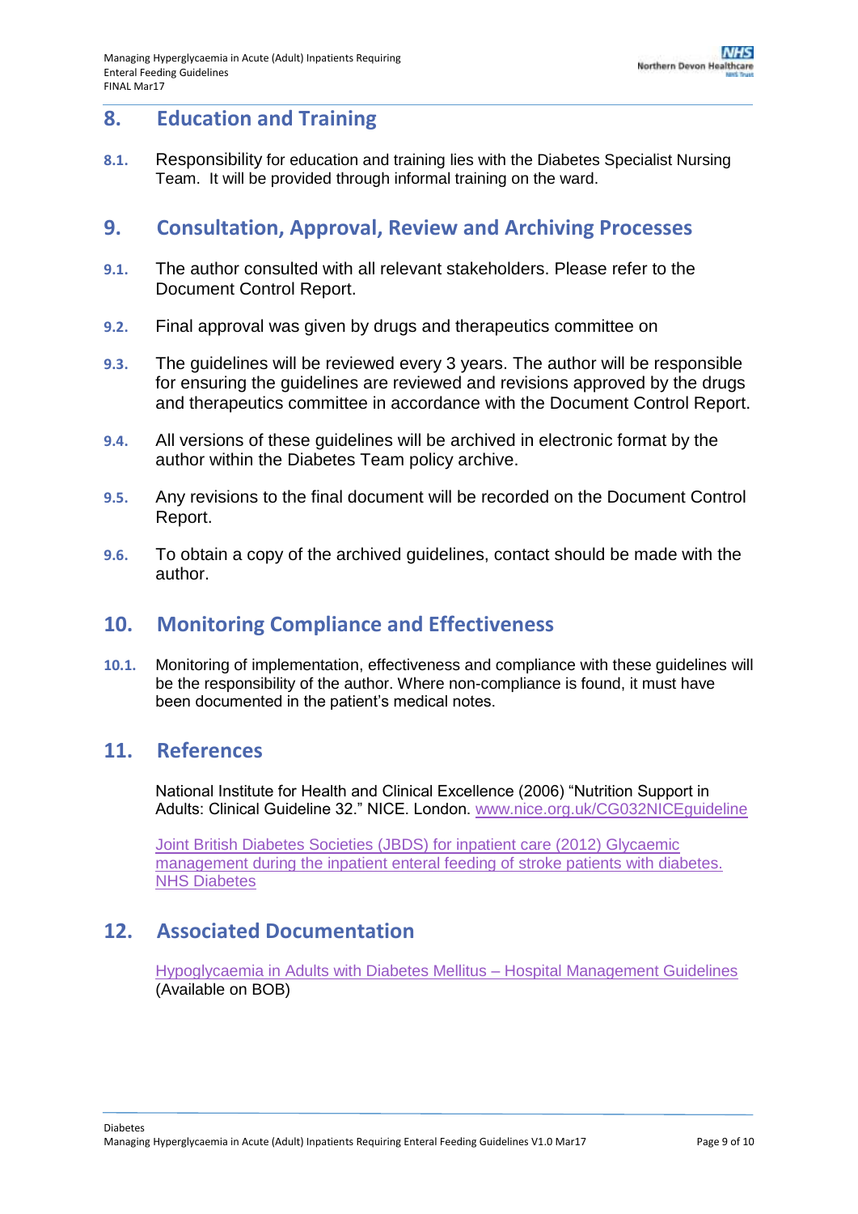## 8. Education and Training

**8.1.** Responsibility for education and training lies with the Diabetes Specialist Nursing Team. It will be provided through informal training on the ward.

## 9. Consultation, Approval, Review and Archiving Processes

**9.1.** The author consulted with all relevant stakeholders. Please refer to the Document Control Report.

**9.2.** Final approval was given by drugs and therapeutics committee on

**9.3.** The guidelines will be reviewed every 3 years. The author will be responsible for ensuring the guidelines are reviewed and revisions approved by the drugs and therapeutics committee in accordance with the Document Control Report.

**9.4.** All versions of these guidelines will be archived in electronic format by the author within the Diabetes Team policy archive.

**9.5.** Any revisions to the final document will be recorded on the Document Control Report.

**9.6.** To obtain a copy of the archived guidelines, contact should be made with the author.

## 10. Monitoring Compliance and Effectiveness

**10.1.** Monitoring of implementation, effectiveness and compliance with these guidelines will be the responsibility of the author. Where non-compliance is found, it must have been documented in the patient's medical notes.

## 11. References

National Institute for Health and Clinical Excellence (2006) "Nutrition Support in Adults: Clinical Guideline 32." NICE. London. www.nice.org.uk/CG032NICEguideline

Joint British Diabetes Societies (JBDS) for inpatient care (2012) Glycaemic management during the inpatient enteral feeding of stroke patients with diabetes. NHS Diabetes

## 12. Associated Documentation

Hypoglycaemia in Adults with Diabetes Mellitus – Hospital Management Guidelines (Available on BOB)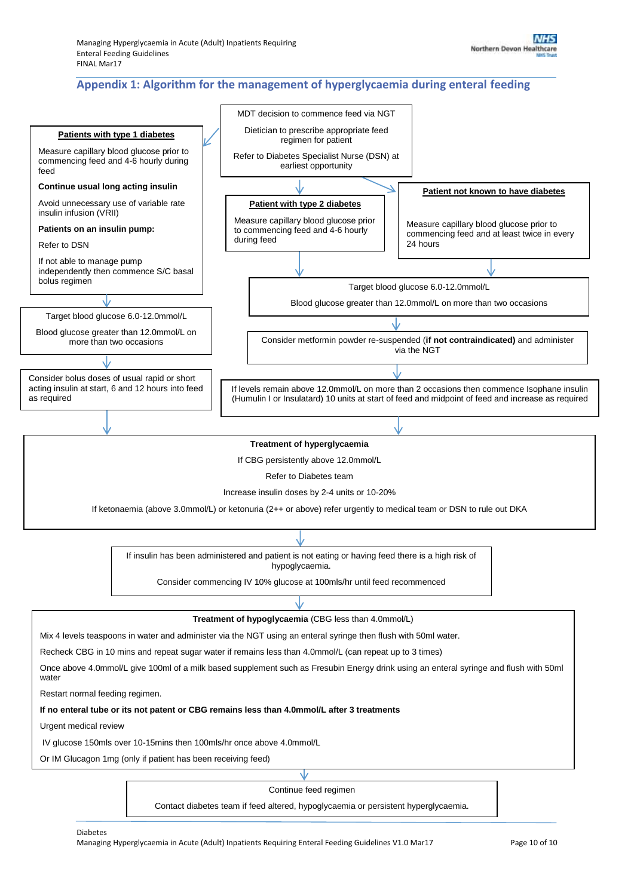## Appendix 1: Algorithm for the management of hyperglycaemia during enteral feeding

MDT decision to commence feed via NGT

Dietician to prescribe appropriate feed regimen for patient

Refer to Diabetes Specialist Nurse (DSN) at earliest opportunity

**Patients with type 1 diabetes**

Measure capillary blood glucose prior to commencing feed and 4-6 hourly during feed

**Continue usual long acting insulin**

Avoid unnecessary use of variable rate insulin infusion (VRII)

**Patients on an insulin pump:**

Refer to DSN

If not able to manage pump independently then commence S/C basal bolus regimen

Target blood glucose 6.0-12.0mmol/L

Blood glucose greater than 12.0mmol/L on more than two occasions

Consider bolus doses of usual rapid or short acting insulin at start, 6 and 12 hours into feed as required

**Patient with type 2 diabetes**

Measure capillary blood glucose prior to commencing feed and 4-6 hourly during feed

**Patient not known to have diabetes**

Measure capillary blood glucose prior to commencing feed and at least twice in every 24 hours

Target blood glucose 6.0-12.0mmol/L

Blood glucose greater than 12.0mmol/L on more than two occasions

Consider metformin powder re-suspended (**if not contraindicated)** and administer via the NGT

If levels remain above 12.0mmol/L on more than 2 occasions then commence Isophane insulin (Humulin I or Insulatard) 10 units at start of feed and midpoint of feed and increase as required

**Treatment of hyperglycaemia**

If CBG persistently above 12.0mmol/L

Refer to Diabetes team

Increase insulin doses by 2-4 units or 10-20%

If ketonaemia (above 3.0mmol/L) or ketonuria (2++ or above) refer urgently to medical team or DSN to rule out DKA

If insulin has been administered and patient is not eating or having feed there is a high risk of hypoglycaemia.

Consider commencing IV 10% glucose at 100mls/hr until feed recommenced

**Treatment of hypoglycaemia** (CBG less than 4.0mmol/L)

Mix 4 levels teaspoons in water and administer via the NGT using an enteral syringe then flush with 50ml water.

Recheck CBG in 10 mins and repeat sugar water if it remains less than 4.0mmol/L (can repeat up to 3 times)

Once above 4.0mmol/L give 100ml of a milk based supplement such as Fresubin Energy drink using an enteral syringe and flush with 50ml water

Restart normal feeding regimen.

**If no enteral tube or its not patent or CBG remains less than 4.0mmol/L after 3 treatments**

Urgent medical review

IV glucose 150mls over 10-15mins then 100mls/hr once above 4.0mmol/L

Or IM Glucagon 1mg (only if patient has been receiving feed)

Continue feed regimen

Contact diabetes team if feed altered, hypoglycaemia or persistent hyperglycaemia.